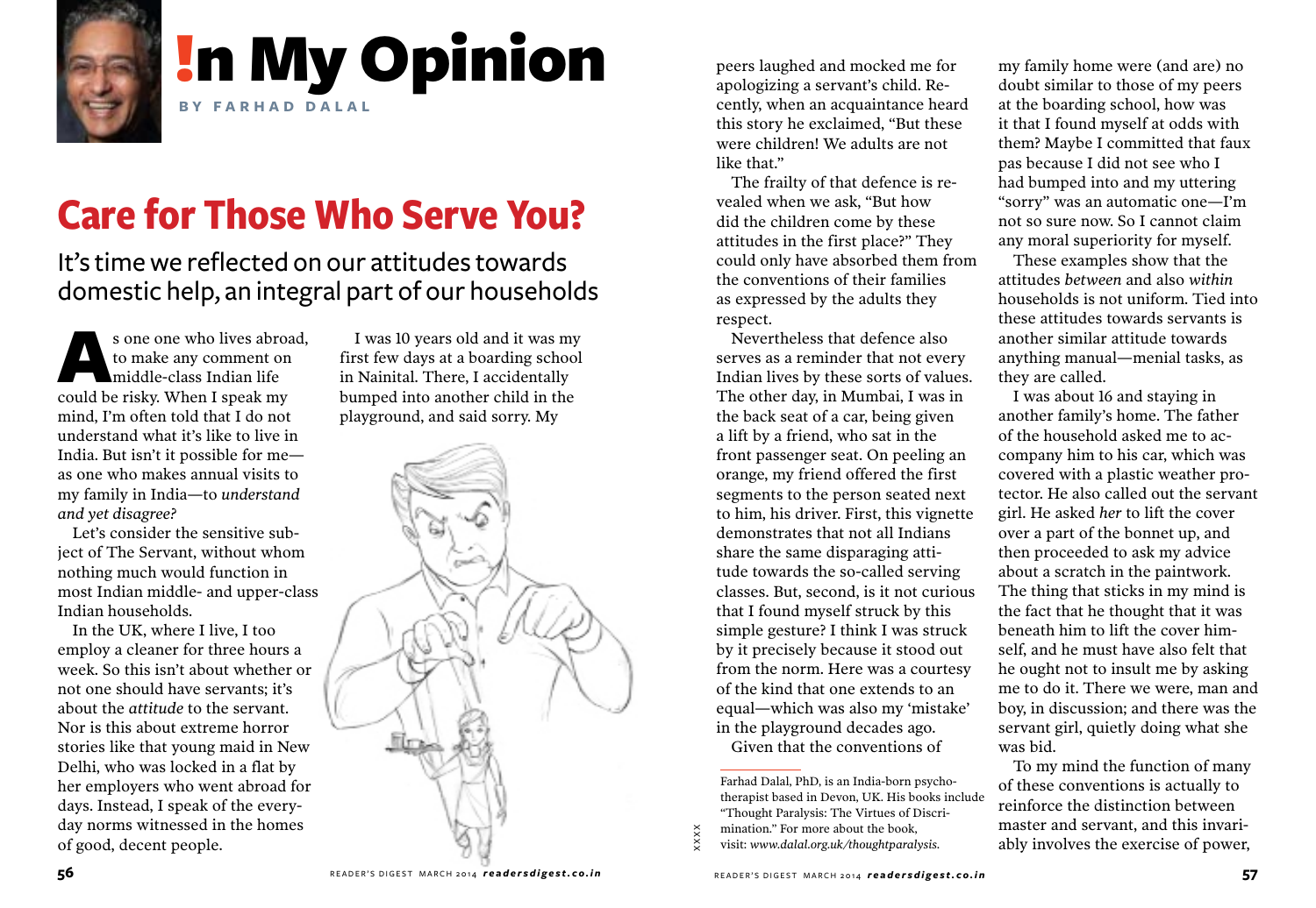# In My Opinion

BY FARHAD DALAL

## Care for Those Who Serve You?

### It's time we reflected on our attitudes towards domestic help, an integral part of our households

As one one who lives abroad, to make any comment on middle-class Indian life could be risky. When I speak my mind, I'm often told that I do not understand what it's like to live in India. But isn't it possible for me—as one who makes annual visits to my family in India—to *understand and yet disagree?*

Let's consider the sensitive subject of The Servant, without whom nothing much would function in most Indian middle- and upper-class Indian households.

In the UK, where I live, I too employ a cleaner for three hours a week. So this isn't about whether or not one should have servants; it's about the *attitude* to the servant. Nor is this about extreme horror stories like that young maid in New Delhi, who was locked in a flat by her employers who went abroad for days. Instead, I speak of the everyday norms witnessed in the homes of good, decent people.

I was 10 years old and it was my first few days at a boarding school in Nainital. There, I accidentally bumped into another child in the playground, and said sorry. My peers laughed and mocked me for apologizing a servant's child. Recently, when an acquaintance heard this story he exclaimed, "But these were children! We adults are not like that."

The frailty of that defence is revealed when we ask, "But how did the children come by these attitudes in the first place?" They could only have absorbed them from the conventions of their families as expressed by the adults they respect.

Nevertheless that defence also serves as a reminder that not every Indian lives by these sorts of values. The other day, in Mumbai, I was in the back seat of a car, being given a lift by a friend, who sat in the front passenger seat. On peeling an orange, my friend offered the first segments to the person seated next to him, his driver. First, this vignette demonstrates that not all Indians share the same disparaging attitude towards the so-called serving classes. But, second, is it not curious that I found myself struck by this simple gesture? I think I was struck by it precisely because it stood out from the norm. Here was a courtesy of the kind that one extends to an equal—which was also my 'mistake' in the playground decades ago.

Given that the conventions of my family home were (and are) no doubt similar to those of my peers at the boarding school, how was it that I found myself at odds with them? Maybe I committed that faux pas because I did not see who I had bumped into and my uttering "sorry" was an automatic one—I'm not so sure now. So I cannot claim any moral superiority for myself.

These examples show that the attitudes *between* and also *within* households is not uniform. Tied into these attitudes towards servants is another similar attitude towards anything manual—menial tasks, as they are called.

I was about 16 and staying in another family's home. The father of the household asked me to accompany him to his car, which was covered with a plastic weather protector. He also called out the servant girl. He asked *her* to lift the cover over a part of the bonnet up, and then proceeded to ask my advice about a scratch in the paintwork. The thing that sticks in my mind is the fact that he thought that it was beneath him to lift the cover himself, and he must have also felt that he ought not to insult me by asking me to do it. There we were, man and boy, in discussion; and there was the servant girl, quietly doing what she was bid.

To my mind the function of many of these conventions is actually to reinforce the distinction between master and servant, and this invariably involves the exercise of power,

---

Farhad Dalal, PhD, is an India-born psychotherapist based in Devon, UK. His books include "Thought Paralysis: The Virtues of Discrimination." For more about the book, visit: *www.dalal.org.uk/thoughtparalysis.*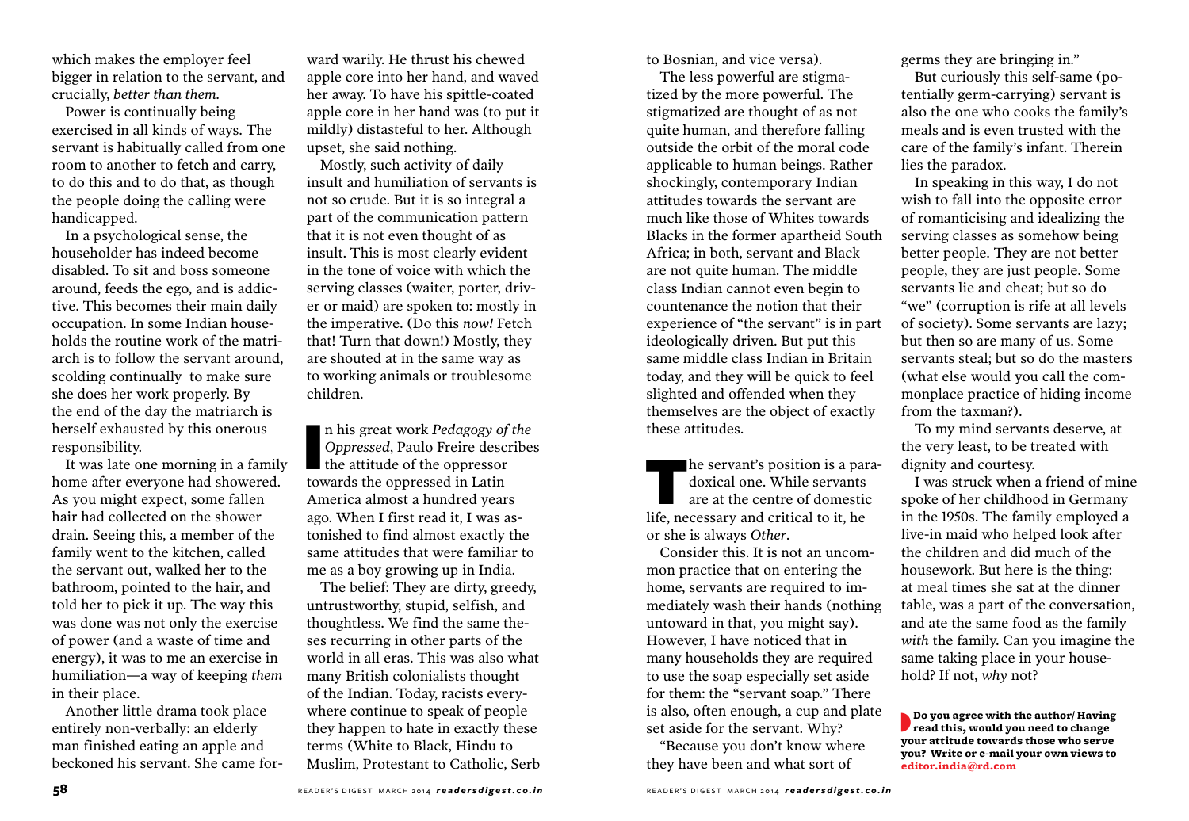which makes the employer feel bigger in relation to the servant, and crucially, *better than them.*

Power is continually being exercised in all kinds of ways. The servant is habitually called from one room to another to fetch and carry, to do this and to do that, as though the people doing the calling were handicapped.

In a psychological sense, the householder has indeed become disabled. To sit and boss someone around, feeds the ego, and is addictive. This becomes their main daily occupation. In some Indian households the routine work of the matriarch is to follow the servant around, scolding continually to make sure she does her work properly. By the end of the day the matriarch is herself exhausted by this onerous responsibility.

It was late one morning in a family home after everyone had showered. As you might expect, some fallen hair had collected on the shower drain. Seeing this, a member of the family went to the kitchen, called the servant out, walked her to the bathroom, pointed to the hair, and told her to pick it up. The way this was done was not only the exercise of power (and a waste of time and energy), it was to me an exercise in humiliation—a way of keeping *them* in their place.

Another little drama took place entirely non-verbally: an elderly man finished eating an apple and beckoned his servant. She came forward warily. He thrust his chewed apple core into her hand, and waved her away. To have his spittle-coated apple core in her hand was (to put it mildly) distasteful to her. Although upset, she said nothing.

Mostly, such activity of daily insult and humiliation of servants is not so crude. But it is so integral a part of the communication pattern that it is not even thought of as insult. This is most clearly evident in the tone of voice with which the serving classes (waiter, porter, driver or maid) are spoken to: mostly in the imperative. (Do this *now!* Fetch that! Turn that down!) Mostly, they are shouted at in the same way as to working animals or troublesome children.

In his great work *Pedagogy of the Oppressed*, Paulo Freire describes the attitude of the oppressor towards the oppressed in Latin America almost a hundred years ago. When I first read it, I was astonished to find almost exactly the same attitudes that were familiar to me as a boy growing up in India.

The belief: They are dirty, greedy, untrustworthy, stupid, selfish, and thoughtless. We find the same theses recurring in other parts of the world in all eras. This was also what many British colonialists thought of the Indian. Today, racists everywhere continue to speak of people they happen to hate in exactly these terms (White to Black, Hindu to Muslim, Protestant to Catholic, Serb to Bosnian, and vice versa).

The less powerful are stigmatized by the more powerful. The stigmatized are thought of as not quite human, and therefore falling outside the orbit of the moral code applicable to human beings. Rather shockingly, contemporary Indian attitudes towards the servant are much like those of Whites towards Blacks in the former apartheid South Africa; in both, servant and Black are not quite human. The middle class Indian cannot even begin to countenance the notion that their experience of "the servant" is in part ideologically driven. But put this same middle class Indian in Britain today, and they will be quick to feel slighted and offended when they themselves are the object of exactly these attitudes.

The servant's position is a paradoxical one. While servants are at the centre of domestic life, necessary and critical to it, he or she is always *Other*.

Consider this. It is not an uncommon practice that on entering the home, servants are required to immediately wash their hands (nothing untoward in that, you might say). However, I have noticed that in many households they are required to use the soap especially set aside for them: the "servant soap." There is also, often enough, a cup and plate set aside for the servant. Why?

"Because you don't know where they have been and what sort of germs they are bringing in."

But curiously this self-same (potentially germ-carrying) servant is also the one who cooks the family's meals and is even trusted with the care of the family's infant. Therein lies the paradox.

In speaking in this way, I do not wish to fall into the opposite error of romanticising and idealizing the serving classes as somehow being better people. They are not better people, they are just people. Some servants lie and cheat; but so do "we" (corruption is rife at all levels of society). Some servants are lazy; but then so are many of us. Some servants steal; but so do the masters (what else would you call the commonplace practice of hiding income from the taxman?).

To my mind servants deserve, at the very least, to be treated with dignity and courtesy.

I was struck when a friend of mine spoke of her childhood in Germany in the 1950s. The family employed a live-in maid who helped look after the children and did much of the housework. But here is the thing: at meal times she sat at the dinner table, was a part of the conversation, and ate the same food as the family *with* the family. Can you imagine the same taking place in your household? If not, *why* not?

**Do you agree with the author/ Having read this, would you need to change your attitude towards those who serve you? Write or e-mail your own views to editor.india@rd.com**